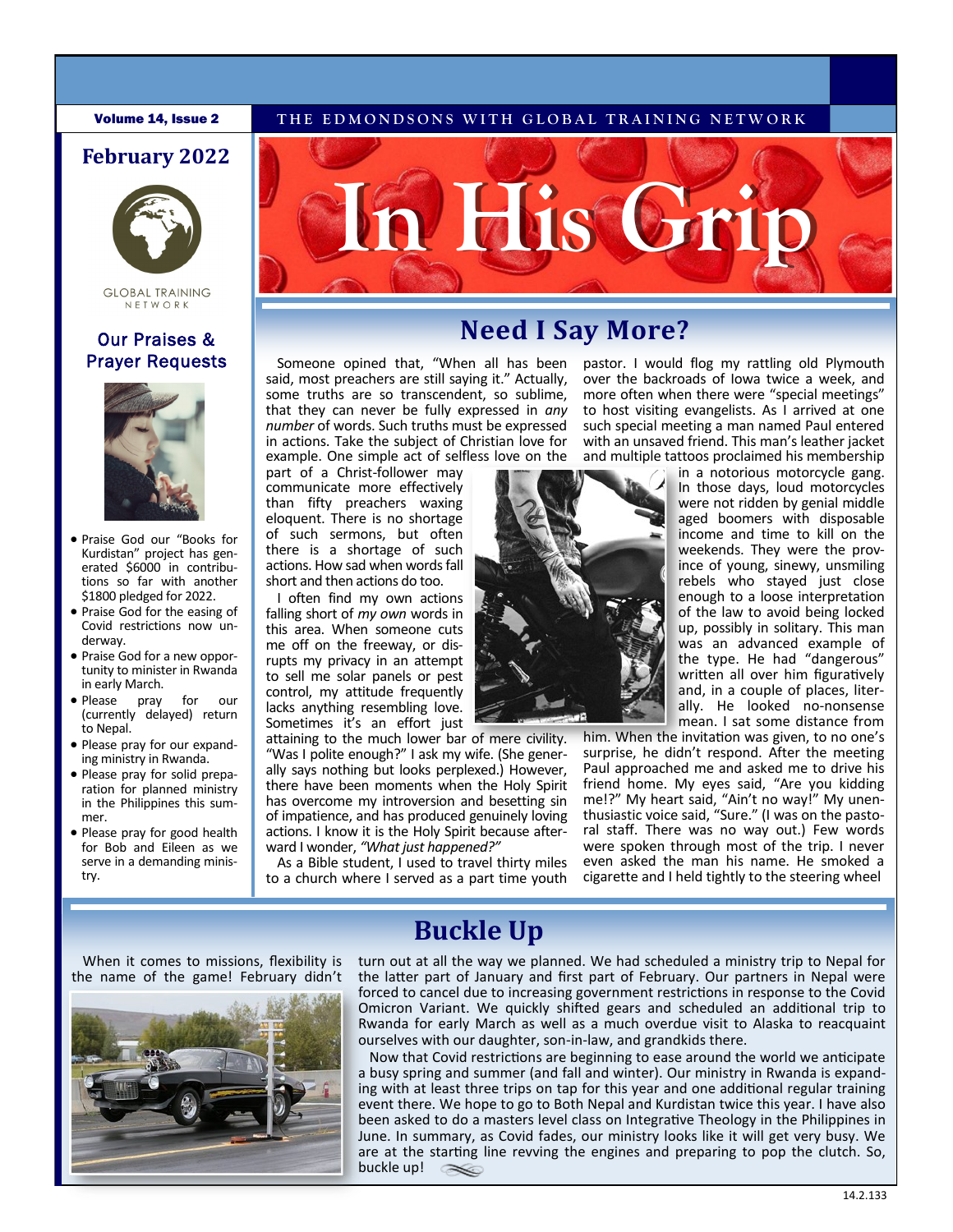# In His Grip

THE EDMONDSONS WITH GLOBAL TRAINING NETWORK

Volume 14, Issue 2

**February 2022**

GLOBAL TRAINING NETWORK

## Our Praises & Prayer Requests

- Praise God our "Books for Kurdistan" project has generated $6000 in contributions so far with another $1800 pledged for 2022.
- Praise God for the easing of Covid restrictions now underway.
- Praise God for a new opportunity to minister in Rwanda in early March.
- Please pray for our (currently delayed) return to Nepal.
- Please pray for our expanding ministry in Rwanda.
- Please pray for solid preparation for planned ministry in the Philippines this summer.
- Please pray for good health for Bob and Eileen as we serve in a demanding ministry.

## Need I Say More?

Someone opined that, "When all has been said, most preachers are still saying it." Actually, some truths are so transcendent, so sublime, that they can never be fully expressed in *any number* of words. Such truths must be expressed in actions. Take the subject of Christian love for example. One simple act of selfless love on the part of a Christ-follower may communicate more effectively than fifty preachers waxing eloquent. There is no shortage of such sermons, but often there is a shortage of such actions. How sad when words fall short and then actions do too.

I often find my own actions falling short of *my own* words in this area. When someone cuts me off on the freeway, or disrupts my privacy in an attempt to sell me solar panels or pest control, my attitude frequently lacks anything resembling love. Sometimes it's an effort just attaining to the much lower bar of mere civility. "Was I polite enough?" I ask my wife. (She generally says nothing but looks perplexed.) However, there have been moments when the Holy Spirit has overcome my introversion and besetting sin of impatience, and has produced genuinely loving actions. I know it is the Holy Spirit because afterward I wonder, *"What just happened?"*

As a Bible student, I used to travel thirty miles to a church where I served as a part time youth pastor. I would flog my rattling old Plymouth over the backroads of Iowa twice a week, and more often when there were "special meetings" to host visiting evangelists. As I arrived at one such special meeting a man named Paul entered with an unsaved friend. This man's leather jacket and multiple tattoos proclaimed his membership in a notorious motorcycle gang. In those days, loud motorcycles were not ridden by genial middle aged boomers with disposable income and time to kill on the weekends. They were the province of young, sinewy, unsmiling rebels who stayed just close enough to a loose interpretation of the law to avoid being locked up, possibly in solitary. This man was an advanced example of the type. He had "dangerous" written all over him figuratively and, in a couple of places, literally. He looked no-nonsense mean. I sat some distance from him. When the invitation was given, to no one's surprise, he didn't respond. After the meeting Paul approached me and asked me to drive his friend home. My eyes said, "Are you kidding me!?" My heart said, "Ain't no way!" My unenthusiastic voice said, "Sure." (I was on the pastoral staff. There was no way out.) Few words were spoken through most of the trip. I never even asked the man his name. He smoked a cigarette and I held tightly to the steering wheel

## Buckle Up

When it comes to missions, flexibility is the name of the game! February didn't turn out at all the way we planned. We had scheduled a ministry trip to Nepal for the latter part of January and first part of February. Our partners in Nepal were forced to cancel due to increasing government restrictions in response to the Covid Omicron Variant. We quickly shifted gears and scheduled an additional trip to Rwanda for early March as well as a much overdue visit to Alaska to reacquaint ourselves with our daughter, son-in-law, and grandkids there.

Now that Covid restrictions are beginning to ease around the world we anticipate a busy spring and summer (and fall and winter). Our ministry in Rwanda is expanding with at least three trips on tap for this year and one additional regular training event there. We hope to go to Both Nepal and Kurdistan twice this year. I have also been asked to do a masters level class on Integrative Theology in the Philippines in June. In summary, as Covid fades, our ministry looks like it will get very busy. We are at the starting line revving the engines and preparing to pop the clutch. So, buckle up!

14.2.133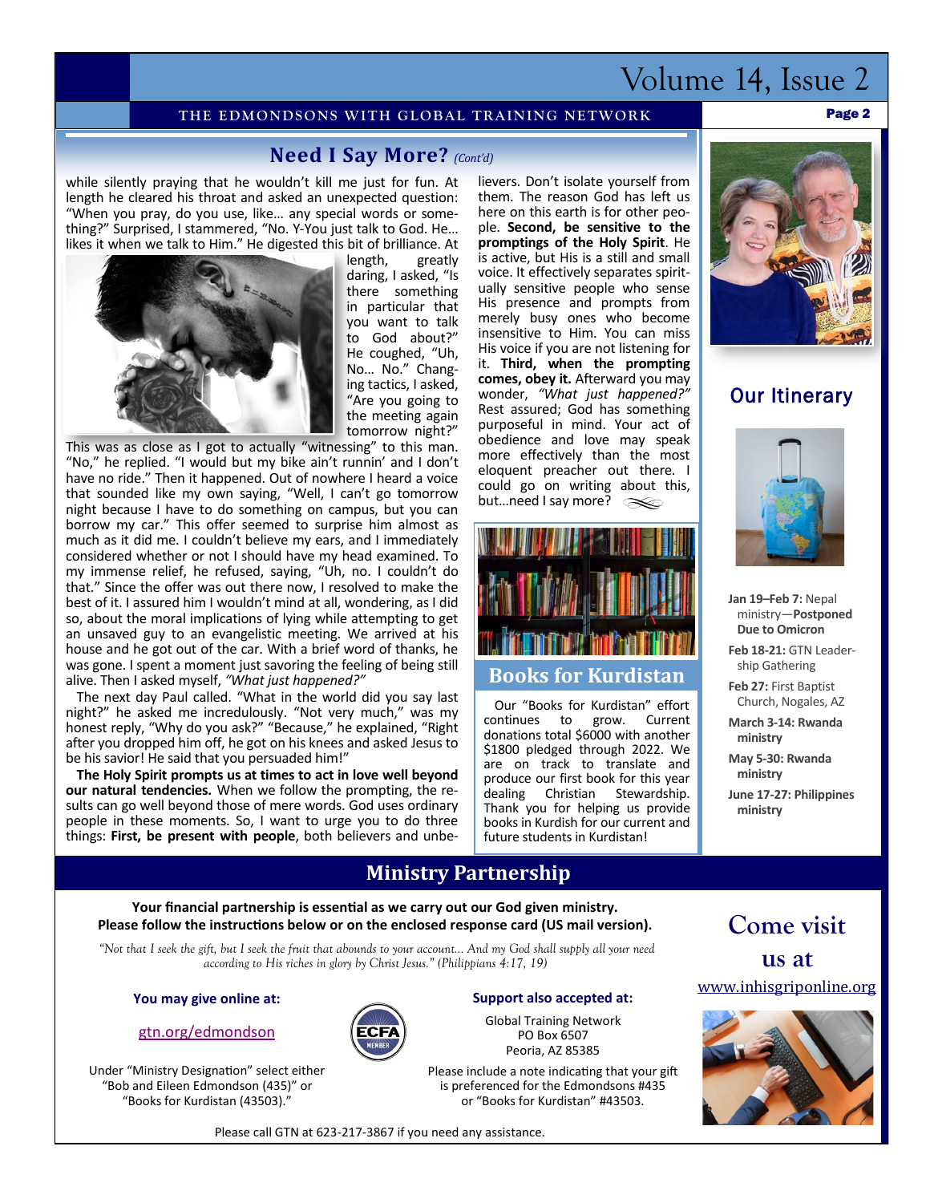## Need I Say More? *(Cont'd)*

while silently praying that he wouldn't kill me just for fun. At length he cleared his throat and asked an unexpected question: "When you pray, do you use, like… any special words or something?" Surprised, I stammered, "No. Y-You just talk to God. He… likes it when we talk to Him." He digested this bit of brilliance. At length, greatly daring, I asked, "Is there something in particular that you want to talk to God about?" He coughed, "Uh, No… No." Changing tactics, I asked, "Are you going to the meeting again tomorrow night?" This was as close as I got to actually "witnessing" to this man. "No," he replied. "I would but my bike ain't runnin' and I don't have no ride." Then it happened. Out of nowhere I heard a voice that sounded like my own saying, "Well, I can't go tomorrow night because I have to do something on campus, but you can borrow my car." This offer seemed to surprise him almost as much as it did me. I couldn't believe my ears, and I immediately considered whether or not I should have my head examined. To my immense relief, he refused, saying, "Uh, no. I couldn't do that." Since the offer was out there now, I resolved to make the best of it. I assured him I wouldn't mind at all, wondering, as I did so, about the moral implications of lying while attempting to get an unsaved guy to an evangelistic meeting. We arrived at his house and he got out of the car. With a brief word of thanks, he was gone. I spent a moment just savoring the feeling of being still alive. Then I asked myself, *"What just happened?"*

The next day Paul called. "What in the world did you say last night?" he asked me incredulously. "Not very much," was my honest reply, "Why do you ask?" "Because," he explained, "Right after you dropped him off, he got on his knees and asked Jesus to be his savior! He said that you persuaded him!"

**The Holy Spirit prompts us at times to act in love well beyond our natural tendencies.** When we follow the prompting, the results can go well beyond those of mere words. God uses ordinary people in these moments. So, I want to urge you to do three things: **First, be present with people**, both believers and unbelievers. Don't isolate yourself from them. The reason God has left us here on this earth is for other people. **Second, be sensitive to the promptings of the Holy Spirit**. He is active, but His is a still and small voice. It effectively separates spiritually sensitive people who sense His presence and prompts from merely busy ones who become insensitive to Him. You can miss His voice if you are not listening for it. **Third, when the prompting comes, obey it.** Afterward you may wonder, *"What just happened?"* Rest assured; God has something purposeful in mind. Your act of obedience and love may speak more effectively than the most eloquent preacher out there. I could go on writing about this, but…need I say more?

## Books for Kurdistan

Our "Books for Kurdistan" effort continues to grow. Current donations total $6000 with another $1800 pledged through 2022. We are on track to translate and produce our first book for this year dealing Christian Stewardship. Thank you for helping us provide books in Kurdish for our current and future students in Kurdistan!

## Our Itinerary

- **Jan 19–Feb 7:** Nepal ministry—**Postponed Due to Omicron**
- **Feb 18-21:** GTN Leadership Gathering
- **Feb 27:** First Baptist Church, Nogales, AZ
- **March 3-14: Rwanda ministry**
- **May 5-30: Rwanda ministry**
- **June 17-27: Philippines ministry**

## Ministry Partnership

**Your financial partnership is essential as we carry out our God given ministry. Please follow the instructions below or on the enclosed response card (US mail version).**

*"Not that I seek the gift, but I seek the fruit that abounds to your account… And my God shall supply all your need according to His riches in glory by Christ Jesus." (Philippians 4:17, 19)*

**You may give online at:**

gtn.org/edmondson

Under "Ministry Designation" select either "Bob and Eileen Edmondson (435)" or "Books for Kurdistan (43503)."

ECFA MEMBER

**Support also accepted at:**

Global Training Network
PO Box 6507
Peoria, AZ 85385

Please include a note indicating that your gift is preferenced for the Edmondsons #435 or "Books for Kurdistan" #43503.

Please call GTN at 623-217-3867 if you need any assistance.

## Come visit us at

www.inhisgriponline.org